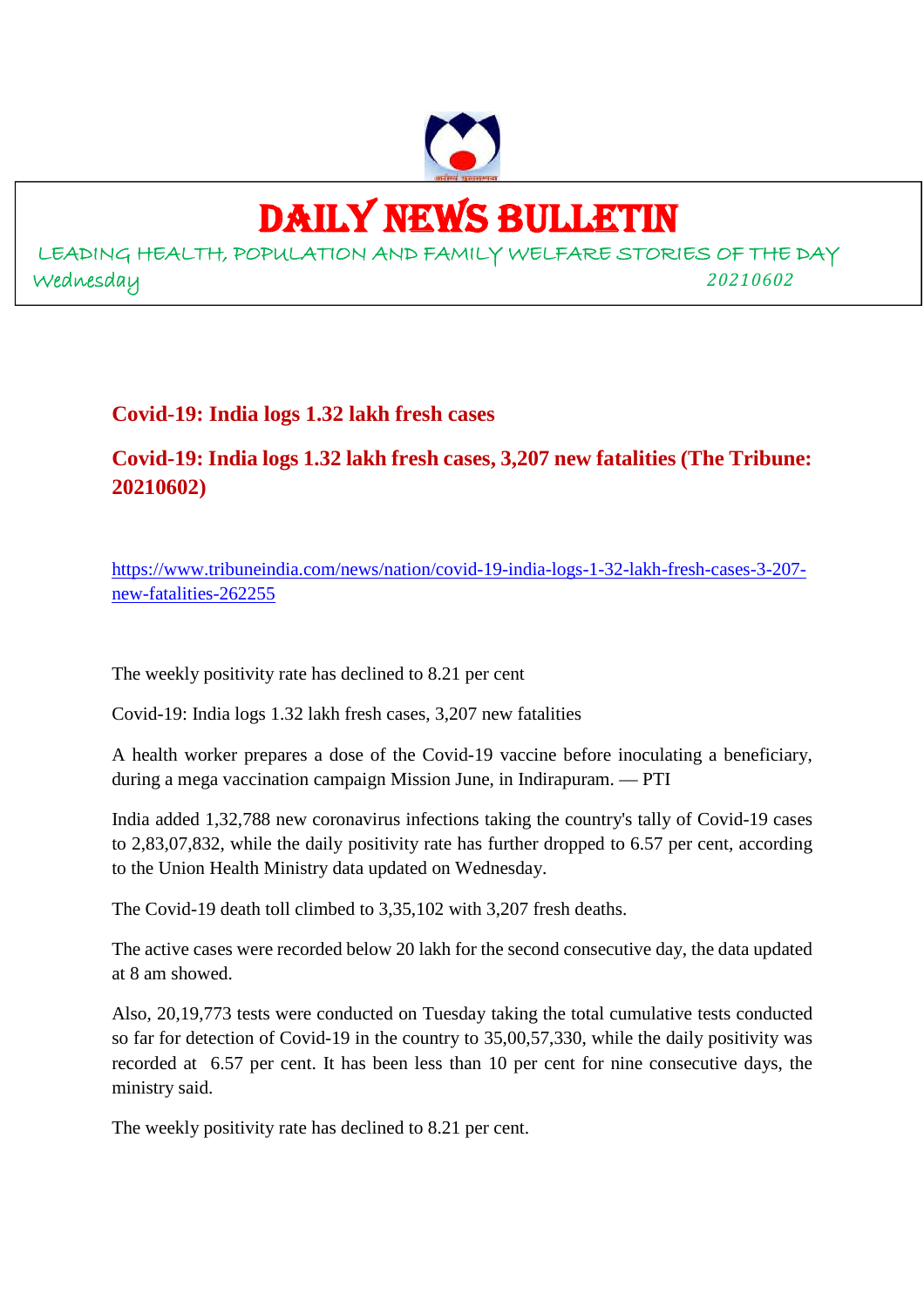# DAILY NEWS BULLETIN

LEADING HEALTH, POPULATION AND FAMILY WELFARE STORIES OF THE DAY

Wednesday 20210602

## Covid-19: India logs 1.32 lakh fresh cases

## Covid-19: India logs 1.32 lakh fresh cases, 3,207 new fatalities (The Tribune: 20210602)

https://www.tribuneindia.com/news/nation/covid-19-india-logs-1-32-lakh-fresh-cases-3-207-new-fatalities-262255

The weekly positivity rate has declined to 8.21 per cent

Covid-19: India logs 1.32 lakh fresh cases, 3,207 new fatalities

A health worker prepares a dose of the Covid-19 vaccine before inoculating a beneficiary, during a mega vaccination campaign Mission June, in Indirapuram. — PTI

India added 1,32,788 new coronavirus infections taking the country's tally of Covid-19 cases to 2,83,07,832, while the daily positivity rate has further dropped to 6.57 per cent, according to the Union Health Ministry data updated on Wednesday.

The Covid-19 death toll climbed to 3,35,102 with 3,207 fresh deaths.

The active cases were recorded below 20 lakh for the second consecutive day, the data updated at 8 am showed.

Also, 20,19,773 tests were conducted on Tuesday taking the total cumulative tests conducted so far for detection of Covid-19 in the country to 35,00,57,330, while the daily positivity was recorded at 6.57 per cent. It has been less than 10 per cent for nine consecutive days, the ministry said.

The weekly positivity rate has declined to 8.21 per cent.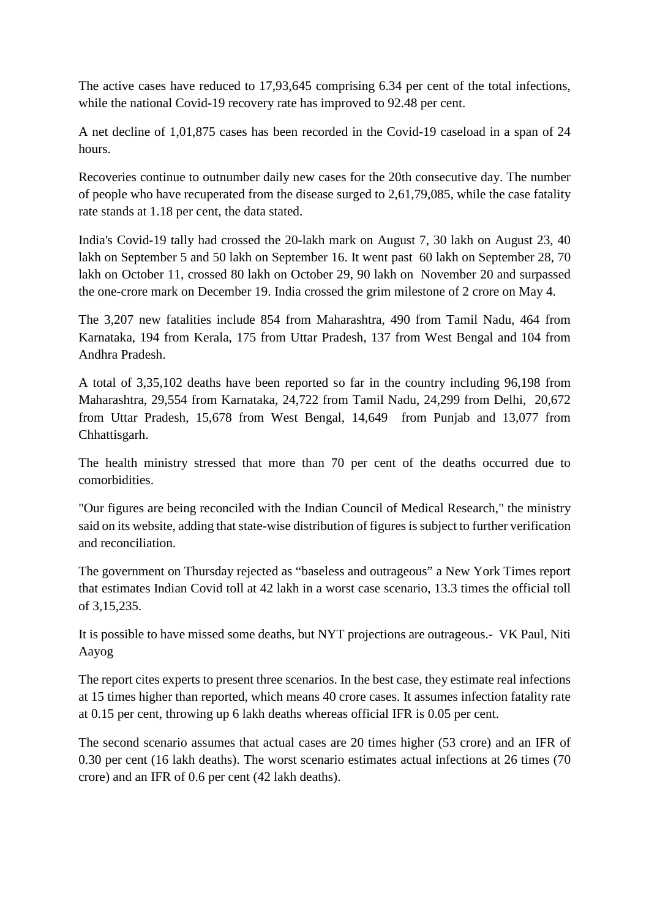The active cases have reduced to 17,93,645 comprising 6.34 per cent of the total infections, while the national Covid-19 recovery rate has improved to 92.48 per cent.

A net decline of 1,01,875 cases has been recorded in the Covid-19 caseload in a span of 24 hours.

Recoveries continue to outnumber daily new cases for the 20th consecutive day. The number of people who have recuperated from the disease surged to 2,61,79,085, while the case fatality rate stands at 1.18 per cent, the data stated.

India's Covid-19 tally had crossed the 20-lakh mark on August 7, 30 lakh on August 23, 40 lakh on September 5 and 50 lakh on September 16. It went past 60 lakh on September 28, 70 lakh on October 11, crossed 80 lakh on October 29, 90 lakh on November 20 and surpassed the one-crore mark on December 19. India crossed the grim milestone of 2 crore on May 4.

The 3,207 new fatalities include 854 from Maharashtra, 490 from Tamil Nadu, 464 from Karnataka, 194 from Kerala, 175 from Uttar Pradesh, 137 from West Bengal and 104 from Andhra Pradesh.

A total of 3,35,102 deaths have been reported so far in the country including 96,198 from Maharashtra, 29,554 from Karnataka, 24,722 from Tamil Nadu, 24,299 from Delhi, 20,672 from Uttar Pradesh, 15,678 from West Bengal, 14,649 from Punjab and 13,077 from Chhattisgarh.

The health ministry stressed that more than 70 per cent of the deaths occurred due to comorbidities.

"Our figures are being reconciled with the Indian Council of Medical Research," the ministry said on its website, adding that state-wise distribution of figures is subject to further verification and reconciliation.

The government on Thursday rejected as "baseless and outrageous" a New York Times report that estimates Indian Covid toll at 42 lakh in a worst case scenario, 13.3 times the official toll of 3,15,235.

It is possible to have missed some deaths, but NYT projections are outrageous.- VK Paul, Niti Aayog

The report cites experts to present three scenarios. In the best case, they estimate real infections at 15 times higher than reported, which means 40 crore cases. It assumes infection fatality rate at 0.15 per cent, throwing up 6 lakh deaths whereas official IFR is 0.05 per cent.

The second scenario assumes that actual cases are 20 times higher (53 crore) and an IFR of 0.30 per cent (16 lakh deaths). The worst scenario estimates actual infections at 26 times (70 crore) and an IFR of 0.6 per cent (42 lakh deaths).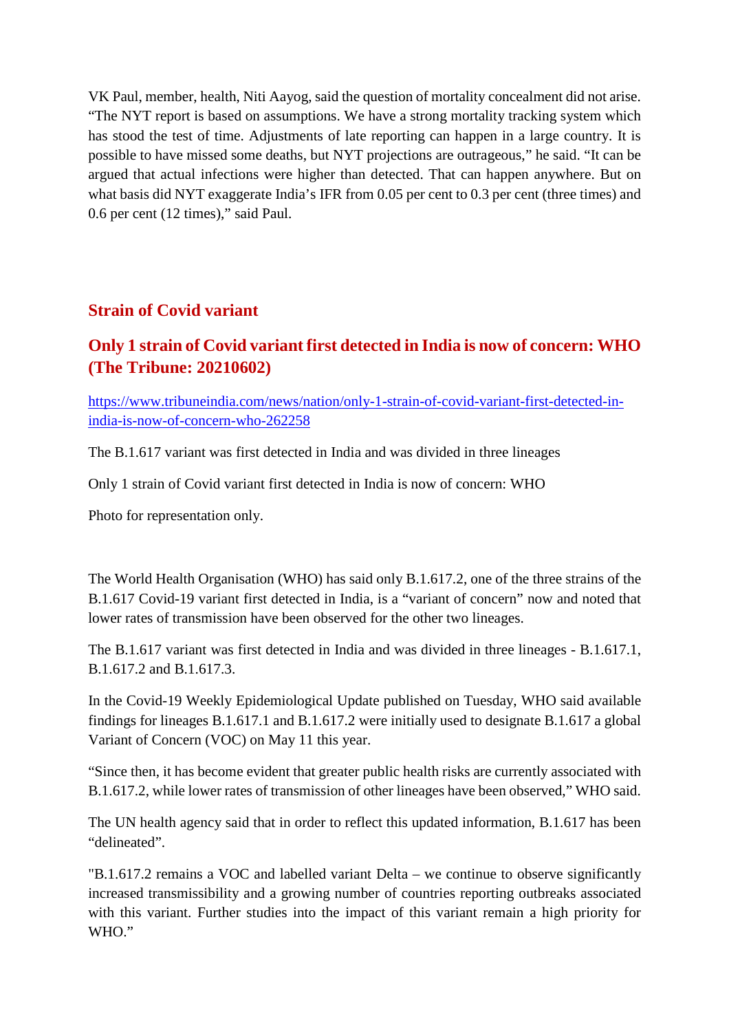VK Paul, member, health, Niti Aayog, said the question of mortality concealment did not arise. “The NYT report is based on assumptions. We have a strong mortality tracking system which has stood the test of time. Adjustments of late reporting can happen in a large country. It is possible to have missed some deaths, but NYT projections are outrageous,” he said. “It can be argued that actual infections were higher than detected. That can happen anywhere. But on what basis did NYT exaggerate India’s IFR from 0.05 per cent to 0.3 per cent (three times) and 0.6 per cent (12 times),” said Paul.

## Strain of Covid variant

## Only 1 strain of Covid variant first detected in India is now of concern: WHO (The Tribune: 20210602)

https://www.tribuneindia.com/news/nation/only-1-strain-of-covid-variant-first-detected-in-india-is-now-of-concern-who-262258

The B.1.617 variant was first detected in India and was divided in three lineages

Only 1 strain of Covid variant first detected in India is now of concern: WHO

Photo for representation only.

The World Health Organisation (WHO) has said only B.1.617.2, one of the three strains of the B.1.617 Covid-19 variant first detected in India, is a “variant of concern” now and noted that lower rates of transmission have been observed for the other two lineages.

The B.1.617 variant was first detected in India and was divided in three lineages - B.1.617.1, B.1.617.2 and B.1.617.3.

In the Covid-19 Weekly Epidemiological Update published on Tuesday, WHO said available findings for lineages B.1.617.1 and B.1.617.2 were initially used to designate B.1.617 a global Variant of Concern (VOC) on May 11 this year.

“Since then, it has become evident that greater public health risks are currently associated with B.1.617.2, while lower rates of transmission of other lineages have been observed,” WHO said.

The UN health agency said that in order to reflect this updated information, B.1.617 has been “delineated”.

"B.1.617.2 remains a VOC and labelled variant Delta – we continue to observe significantly increased transmissibility and a growing number of countries reporting outbreaks associated with this variant. Further studies into the impact of this variant remain a high priority for WHO.”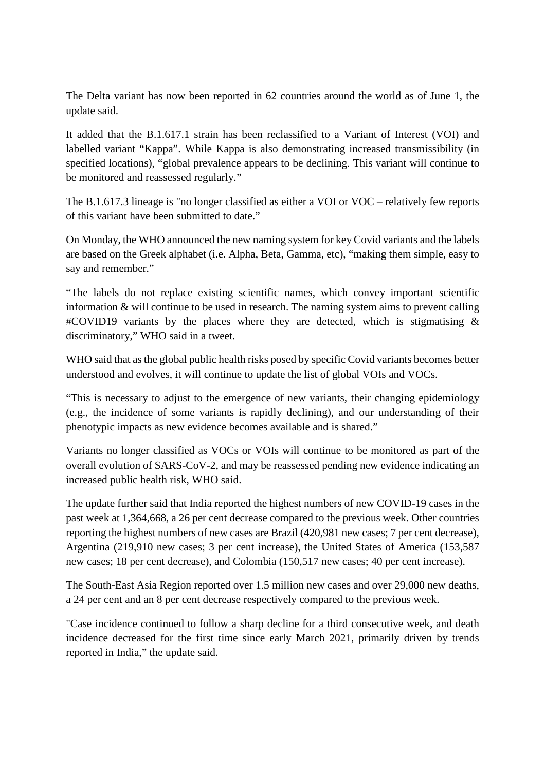The Delta variant has now been reported in 62 countries around the world as of June 1, the update said.

It added that the B.1.617.1 strain has been reclassified to a Variant of Interest (VOI) and labelled variant "Kappa". While Kappa is also demonstrating increased transmissibility (in specified locations), "global prevalence appears to be declining. This variant will continue to be monitored and reassessed regularly."

The B.1.617.3 lineage is "no longer classified as either a VOI or VOC – relatively few reports of this variant have been submitted to date."

On Monday, the WHO announced the new naming system for key Covid variants and the labels are based on the Greek alphabet (i.e. Alpha, Beta, Gamma, etc), "making them simple, easy to say and remember."

"The labels do not replace existing scientific names, which convey important scientific information & will continue to be used in research. The naming system aims to prevent calling #COVID19 variants by the places where they are detected, which is stigmatising & discriminatory," WHO said in a tweet.

WHO said that as the global public health risks posed by specific Covid variants becomes better understood and evolves, it will continue to update the list of global VOIs and VOCs.

"This is necessary to adjust to the emergence of new variants, their changing epidemiology (e.g., the incidence of some variants is rapidly declining), and our understanding of their phenotypic impacts as new evidence becomes available and is shared."

Variants no longer classified as VOCs or VOIs will continue to be monitored as part of the overall evolution of SARS-CoV-2, and may be reassessed pending new evidence indicating an increased public health risk, WHO said.

The update further said that India reported the highest numbers of new COVID-19 cases in the past week at 1,364,668, a 26 per cent decrease compared to the previous week. Other countries reporting the highest numbers of new cases are Brazil (420,981 new cases; 7 per cent decrease), Argentina (219,910 new cases; 3 per cent increase), the United States of America (153,587 new cases; 18 per cent decrease), and Colombia (150,517 new cases; 40 per cent increase).

The South-East Asia Region reported over 1.5 million new cases and over 29,000 new deaths, a 24 per cent and an 8 per cent decrease respectively compared to the previous week.

"Case incidence continued to follow a sharp decline for a third consecutive week, and death incidence decreased for the first time since early March 2021, primarily driven by trends reported in India," the update said.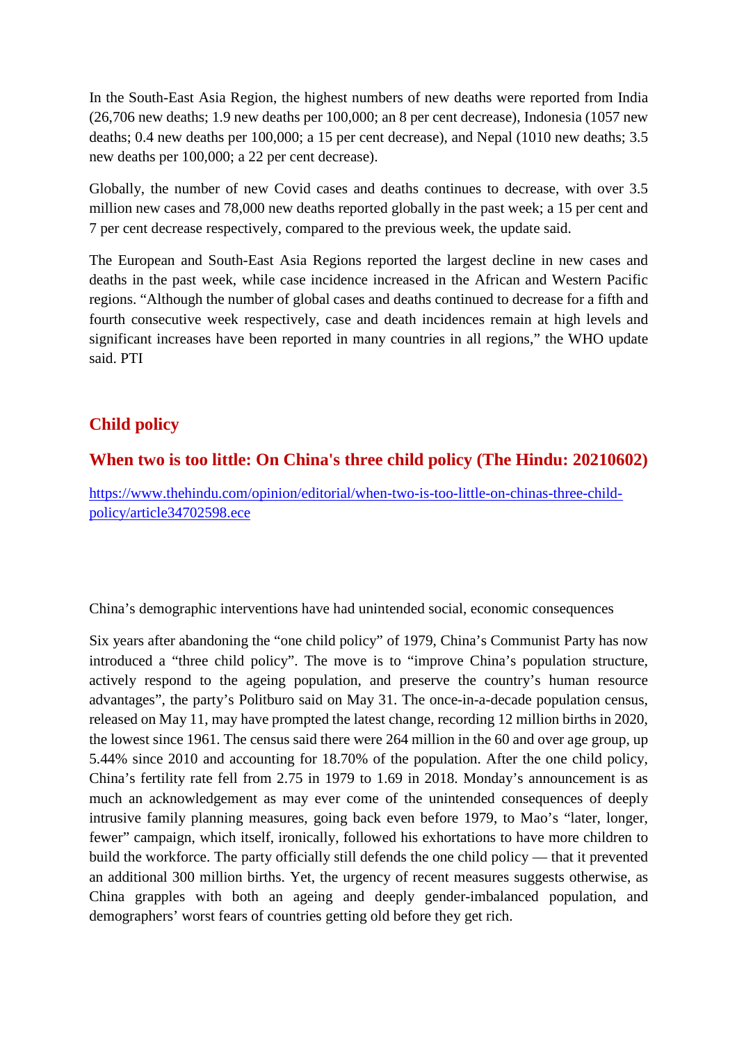In the South-East Asia Region, the highest numbers of new deaths were reported from India (26,706 new deaths; 1.9 new deaths per 100,000; an 8 per cent decrease), Indonesia (1057 new deaths; 0.4 new deaths per 100,000; a 15 per cent decrease), and Nepal (1010 new deaths; 3.5 new deaths per 100,000; a 22 per cent decrease).

Globally, the number of new Covid cases and deaths continues to decrease, with over 3.5 million new cases and 78,000 new deaths reported globally in the past week; a 15 per cent and 7 per cent decrease respectively, compared to the previous week, the update said.

The European and South-East Asia Regions reported the largest decline in new cases and deaths in the past week, while case incidence increased in the African and Western Pacific regions. "Although the number of global cases and deaths continued to decrease for a fifth and fourth consecutive week respectively, case and death incidences remain at high levels and significant increases have been reported in many countries in all regions," the WHO update said. PTI

## Child policy

### When two is too little: On China's three child policy (The Hindu: 20210602)

https://www.thehindu.com/opinion/editorial/when-two-is-too-little-on-chinas-three-child-policy/article34702598.ece

China's demographic interventions have had unintended social, economic consequences

Six years after abandoning the "one child policy" of 1979, China's Communist Party has now introduced a "three child policy". The move is to "improve China's population structure, actively respond to the ageing population, and preserve the country's human resource advantages", the party's Politburo said on May 31. The once-in-a-decade population census, released on May 11, may have prompted the latest change, recording 12 million births in 2020, the lowest since 1961. The census said there were 264 million in the 60 and over age group, up 5.44% since 2010 and accounting for 18.70% of the population. After the one child policy, China's fertility rate fell from 2.75 in 1979 to 1.69 in 2018. Monday's announcement is as much an acknowledgement as may ever come of the unintended consequences of deeply intrusive family planning measures, going back even before 1979, to Mao's "later, longer, fewer" campaign, which itself, ironically, followed his exhortations to have more children to build the workforce. The party officially still defends the one child policy — that it prevented an additional 300 million births. Yet, the urgency of recent measures suggests otherwise, as China grapples with both an ageing and deeply gender-imbalanced population, and demographers' worst fears of countries getting old before they get rich.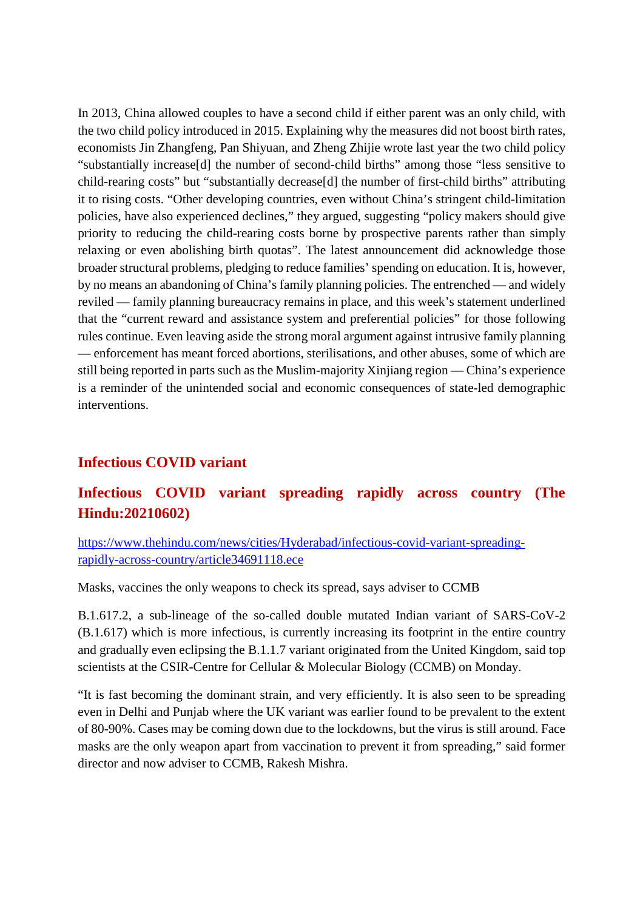In 2013, China allowed couples to have a second child if either parent was an only child, with the two child policy introduced in 2015. Explaining why the measures did not boost birth rates, economists Jin Zhangfeng, Pan Shiyuan, and Zheng Zhijie wrote last year the two child policy "substantially increase[d] the number of second-child births" among those "less sensitive to child-rearing costs" but "substantially decrease[d] the number of first-child births" attributing it to rising costs. "Other developing countries, even without China's stringent child-limitation policies, have also experienced declines," they argued, suggesting "policy makers should give priority to reducing the child-rearing costs borne by prospective parents rather than simply relaxing or even abolishing birth quotas". The latest announcement did acknowledge those broader structural problems, pledging to reduce families' spending on education. It is, however, by no means an abandoning of China's family planning policies. The entrenched — and widely reviled — family planning bureaucracy remains in place, and this week's statement underlined that the "current reward and assistance system and preferential policies" for those following rules continue. Even leaving aside the strong moral argument against intrusive family planning — enforcement has meant forced abortions, sterilisations, and other abuses, some of which are still being reported in parts such as the Muslim-majority Xinjiang region — China's experience is a reminder of the unintended social and economic consequences of state-led demographic interventions.

## Infectious COVID variant

### Infectious COVID variant spreading rapidly across country (The Hindu:20210602)

[https://www.thehindu.com/news/cities/Hyderabad/infectious-covid-variant-spreading-rapidly-across-country/article34691118.ece](https://www.thehindu.com/news/cities/Hyderabad/infectious-covid-variant-spreading-rapidly-across-country/article34691118.ece)

Masks, vaccines the only weapons to check its spread, says adviser to CCMB

B.1.617.2, a sub-lineage of the so-called double mutated Indian variant of SARS-CoV-2 (B.1.617) which is more infectious, is currently increasing its footprint in the entire country and gradually even eclipsing the B.1.1.7 variant originated from the United Kingdom, said top scientists at the CSIR-Centre for Cellular & Molecular Biology (CCMB) on Monday.

"It is fast becoming the dominant strain, and very efficiently. It is also seen to be spreading even in Delhi and Punjab where the UK variant was earlier found to be prevalent to the extent of 80-90%. Cases may be coming down due to the lockdowns, but the virus is still around. Face masks are the only weapon apart from vaccination to prevent it from spreading," said former director and now adviser to CCMB, Rakesh Mishra.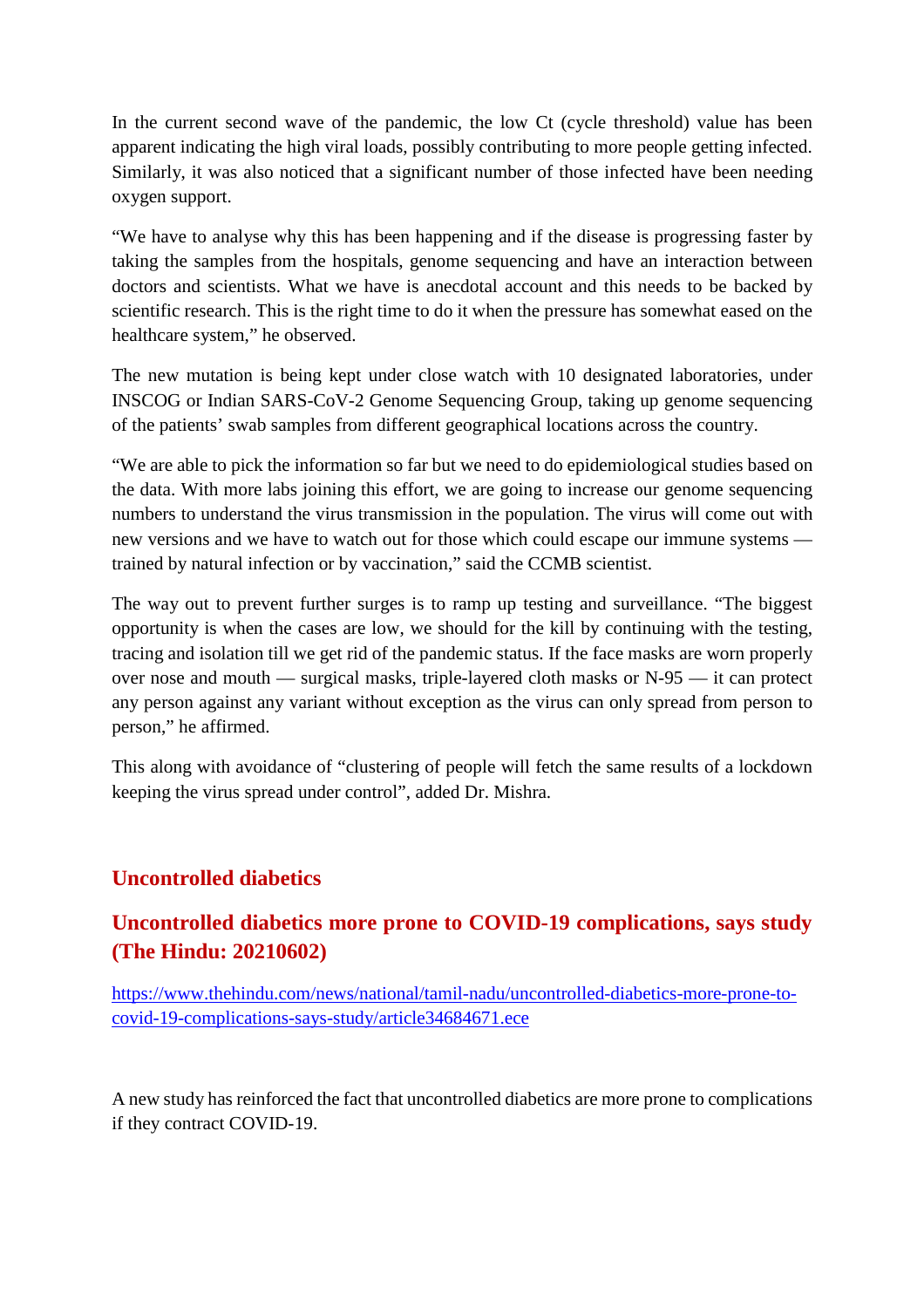In the current second wave of the pandemic, the low Ct (cycle threshold) value has been apparent indicating the high viral loads, possibly contributing to more people getting infected. Similarly, it was also noticed that a significant number of those infected have been needing oxygen support.

“We have to analyse why this has been happening and if the disease is progressing faster by taking the samples from the hospitals, genome sequencing and have an interaction between doctors and scientists. What we have is anecdotal account and this needs to be backed by scientific research. This is the right time to do it when the pressure has somewhat eased on the healthcare system,” he observed.

The new mutation is being kept under close watch with 10 designated laboratories, under INSCOG or Indian SARS-CoV-2 Genome Sequencing Group, taking up genome sequencing of the patients’ swab samples from different geographical locations across the country.

“We are able to pick the information so far but we need to do epidemiological studies based on the data. With more labs joining this effort, we are going to increase our genome sequencing numbers to understand the virus transmission in the population. The virus will come out with new versions and we have to watch out for those which could escape our immune systems — trained by natural infection or by vaccination,” said the CCMB scientist.

The way out to prevent further surges is to ramp up testing and surveillance. “The biggest opportunity is when the cases are low, we should for the kill by continuing with the testing, tracing and isolation till we get rid of the pandemic status. If the face masks are worn properly over nose and mouth — surgical masks, triple-layered cloth masks or N-95 — it can protect any person against any variant without exception as the virus can only spread from person to person,” he affirmed.

This along with avoidance of “clustering of people will fetch the same results of a lockdown keeping the virus spread under control”, added Dr. Mishra.

## Uncontrolled diabetics

## Uncontrolled diabetics more prone to COVID-19 complications, says study (The Hindu: 20210602)

https://www.thehindu.com/news/national/tamil-nadu/uncontrolled-diabetics-more-prone-to-covid-19-complications-says-study/article34684671.ece

A new study has reinforced the fact that uncontrolled diabetics are more prone to complications if they contract COVID-19.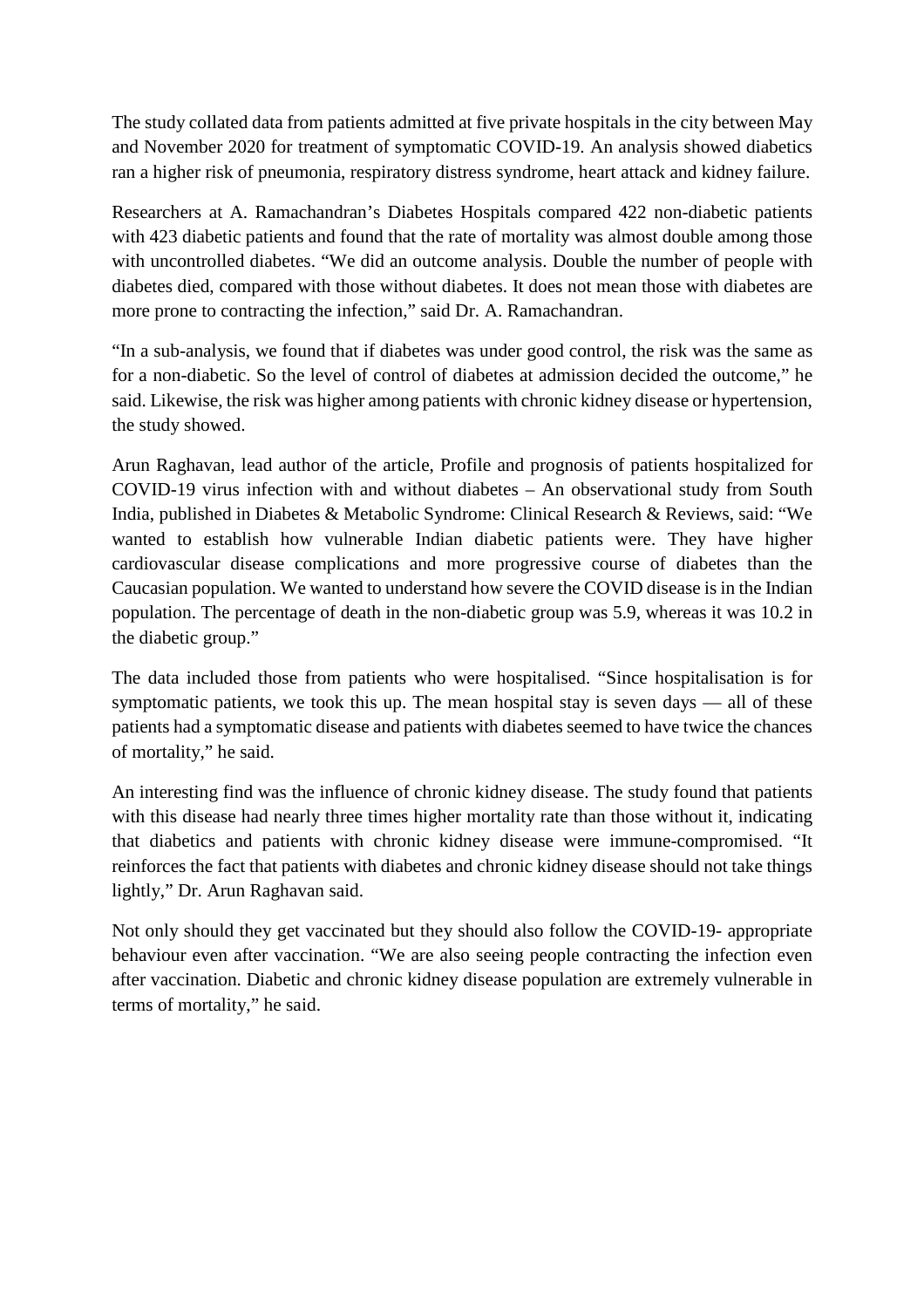The study collated data from patients admitted at five private hospitals in the city between May and November 2020 for treatment of symptomatic COVID-19. An analysis showed diabetics ran a higher risk of pneumonia, respiratory distress syndrome, heart attack and kidney failure.

Researchers at A. Ramachandran's Diabetes Hospitals compared 422 non-diabetic patients with 423 diabetic patients and found that the rate of mortality was almost double among those with uncontrolled diabetes. "We did an outcome analysis. Double the number of people with diabetes died, compared with those without diabetes. It does not mean those with diabetes are more prone to contracting the infection," said Dr. A. Ramachandran.

"In a sub-analysis, we found that if diabetes was under good control, the risk was the same as for a non-diabetic. So the level of control of diabetes at admission decided the outcome," he said. Likewise, the risk was higher among patients with chronic kidney disease or hypertension, the study showed.

Arun Raghavan, lead author of the article, Profile and prognosis of patients hospitalized for COVID-19 virus infection with and without diabetes – An observational study from South India, published in Diabetes & Metabolic Syndrome: Clinical Research & Reviews, said: "We wanted to establish how vulnerable Indian diabetic patients were. They have higher cardiovascular disease complications and more progressive course of diabetes than the Caucasian population. We wanted to understand how severe the COVID disease is in the Indian population. The percentage of death in the non-diabetic group was 5.9, whereas it was 10.2 in the diabetic group."

The data included those from patients who were hospitalised. "Since hospitalisation is for symptomatic patients, we took this up. The mean hospital stay is seven days — all of these patients had a symptomatic disease and patients with diabetes seemed to have twice the chances of mortality," he said.

An interesting find was the influence of chronic kidney disease. The study found that patients with this disease had nearly three times higher mortality rate than those without it, indicating that diabetics and patients with chronic kidney disease were immune-compromised. "It reinforces the fact that patients with diabetes and chronic kidney disease should not take things lightly," Dr. Arun Raghavan said.

Not only should they get vaccinated but they should also follow the COVID-19- appropriate behaviour even after vaccination. "We are also seeing people contracting the infection even after vaccination. Diabetic and chronic kidney disease population are extremely vulnerable in terms of mortality," he said.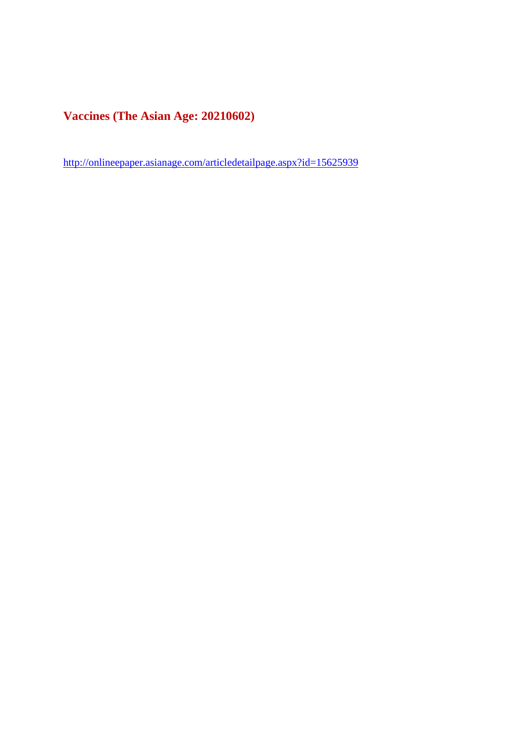**Vaccines (The Asian Age: 20210602)**

http://onlineepaper.asianage.com/articledetailpage.aspx?id=15625939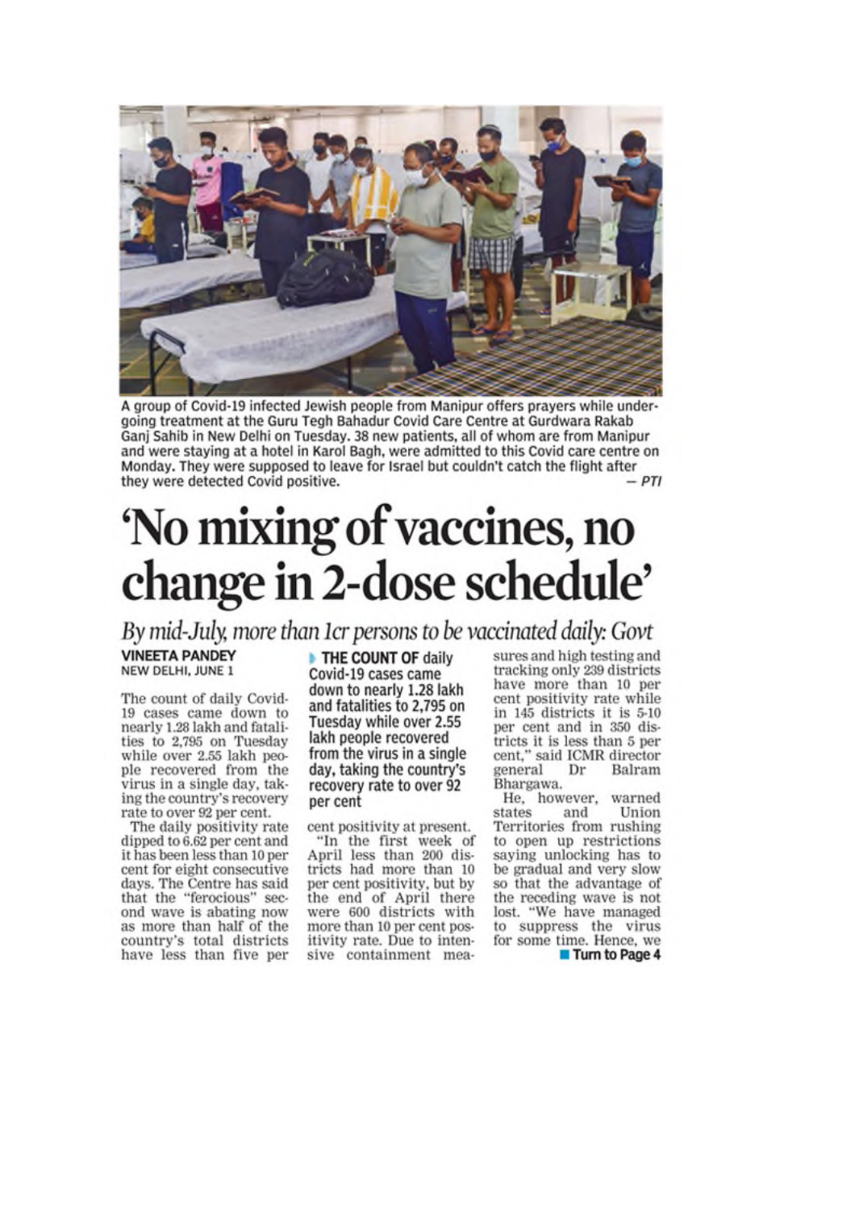A group of Covid-19 infected Jewish people from Manipur offers prayers while undergoing treatment at the Guru Tegh Bahadur Covid Care Centre at Gurdwara Rakab Ganj Sahib in New Delhi on Tuesday. 38 new patients, all of whom are from Manipur and were staying at a hotel in Karol Bagh, were admitted to this Covid care centre on Monday. They were supposed to leave for Israel but couldn't catch the flight after they were detected Covid positive. — *PTI*

# 'No mixing of vaccines, no change in 2-dose schedule'

*By mid-July, more than 1cr persons to be vaccinated daily: Govt*

**VINEETA PANDEY**
NEW DELHI, JUNE 1

The count of daily Covid-19 cases came down to nearly 1.28 lakh and fatalities to 2,795 on Tuesday while over 2.55 lakh people recovered from the virus in a single day, taking the country's recovery rate to over 92 per cent.

The daily positivity rate dipped to 6.62 per cent and it has been less than 10 per cent for eight consecutive days. The Centre has said that the "ferocious" second wave is abating now as more than half of the country's total districts have less than five per cent positivity at present.

**THE COUNT OF daily Covid-19 cases came down to nearly 1.28 lakh and fatalities to 2,795 on Tuesday while over 2.55 lakh people recovered from the virus in a single day, taking the country's recovery rate to over 92 per cent**

"In the first week of April less than 200 districts had more than 10 per cent positivity, but by the end of April there were 600 districts with more than 10 per cent positivity rate. Due to intensive containment measures and high testing and tracking only 239 districts have more than 10 per cent positivity rate while in 145 districts it is 5-10 per cent and in 350 districts it is less than 5 per cent," said ICMR director general Dr Balram Bhargava.

He, however, warned states and Union Territories from rushing to open up restrictions saying unlocking has to be gradual and very slow so that the advantage of the receding wave is not lost. "We have managed to suppress the virus for some time. Hence, we

Turn to Page 4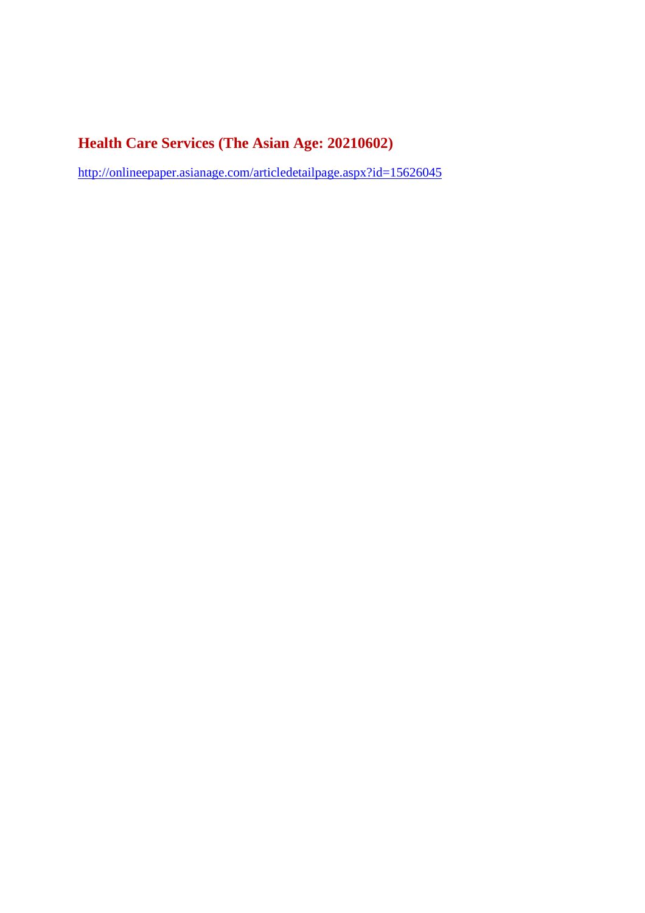## Health Care Services (The Asian Age: 20210602)

http://onlineepaper.asianage.com/articledetailpage.aspx?id=15626045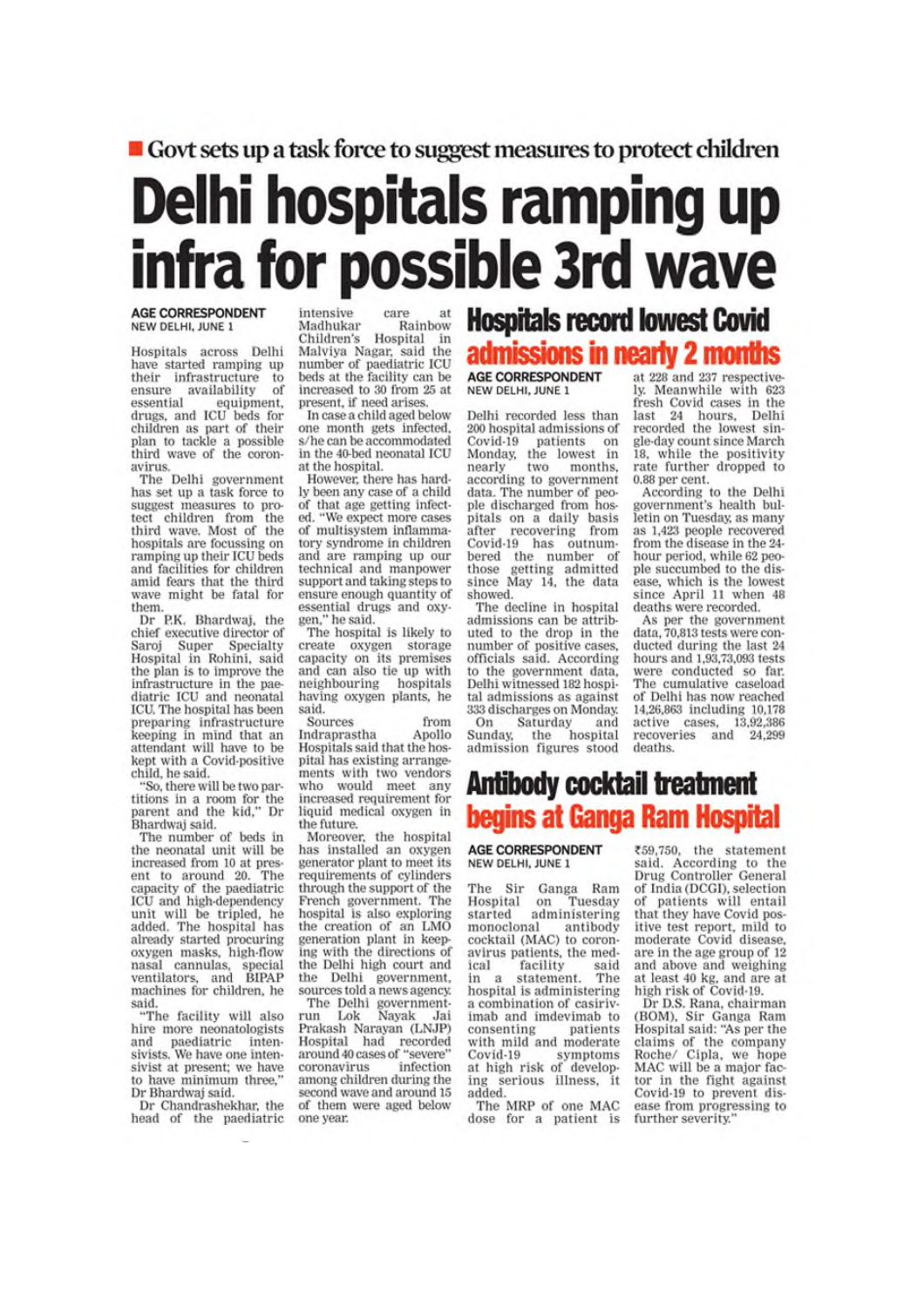**Govt sets up a task force to suggest measures to protect children**

# Delhi hospitals ramping up infra for possible 3rd wave

**AGE CORRESPONDENT**
NEW DELHI, JUNE 1

Hospitals across Delhi have started ramping up their infrastructure to ensure availability of essential equipment, drugs, and ICU beds for children as part of their plan to tackle a possible third wave of the coronavirus.

The Delhi government has set up a task force to suggest measures to protect children from the third wave. Most of the hospitals are focussing on ramping up their ICU beds and facilities for children amid fears that the third wave might be fatal for them.

Dr P.K. Bhardwaj, the chief executive director of Saroj Super Specialty Hospital in Rohini, said the plan is to improve the infrastructure in the paediatric ICU and neonatal ICU. The hospital has been preparing infrastructure keeping in mind that an attendant will have to be kept with a Covid-positive child, he said.

"So, there will be two partitions in a room for the parent and the kid," Dr Bhardwaj said.

The number of beds in the neonatal unit will be increased from 10 at present to around 20. The capacity of the paediatric ICU and high-dependency unit will be tripled, he added. The hospital has already started procuring oxygen masks, high-flow nasal cannulas, special ventilators, and BIPAP machines for children, he said.

"The facility will also hire more neonatologists and paediatric intensivists. We have one intensivist at present; we have to have minimum three," Dr Bhardwaj said.

Dr Chandrashekhar, the head of the paediatric intensive care at Madhukar Rainbow Children's Hospital in Malviya Nagar, said the number of paediatric ICU beds at the facility can be increased to 30 from 25 at present, if need arises.

In case a child aged below one month gets infected, s/he can be accommodated in the 40-bed neonatal ICU at the hospital.

However, there has hardly been any case of a child of that age getting infected. "We expect more cases of multisystem inflammatory syndrome in children and are ramping up our technical and manpower support and taking steps to ensure enough quantity of essential drugs and oxygen," he said.

The hospital is likely to create oxygen storage capacity on its premises and can also tie up with neighbouring hospitals having oxygen plants, he said.

Sources from Indraprastha Apollo Hospitals said that the hospital has existing arrangements with two vendors who would meet any increased requirement for liquid medical oxygen in the future.

Moreover, the hospital has installed an oxygen generator plant to meet its requirements of cylinders through the support of the French government. The hospital is also exploring the creation of an LMO generation plant in keeping with the directions of the Delhi high court and the Delhi government, sources told a news agency.

The Delhi government-run Lok Nayak Jai Prakash Narayan (LNJP) Hospital had recorded around 40 cases of "severe" coronavirus infection among children during the second wave and around 15 of them were aged below one year.

## Hospitals record lowest Covid admissions in nearly 2 months

**AGE CORRESPONDENT**
NEW DELHI, JUNE 1

Delhi recorded less than 200 hospital admissions of Covid-19 patients on Monday, the lowest in nearly two months, according to government data. The number of people discharged from hospitals on a daily basis after recovering from Covid-19 has outnumbered the number of those getting admitted since May 14, the data showed.

The decline in hospital admissions can be attributed to the drop in the number of positive cases, officials said. According to the government data, Delhi witnessed 182 hospital admissions as against 333 discharges on Monday.

On Saturday and Sunday, the hospital admission figures stood at 228 and 237 respectively. Meanwhile with 623 fresh Covid cases in the last 24 hours, Delhi recorded the lowest single-day count since March 18, while the positivity rate further dropped to 0.88 per cent.

According to the Delhi government's health bulletin on Tuesday, as many as 1,423 people recovered from the disease in the 24-hour period, while 62 people succumbed to the disease, which is the lowest since April 11 when 48 deaths were recorded.

As per the government data, 70,813 tests were conducted during the last 24 hours and 1,93,73,093 tests were conducted so far. The cumulative caseload of Delhi has now reached 14,26,863 including 10,178 active cases, 13,92,386 recoveries and 24,299 deaths.

## Antibody cocktail treatment begins at Ganga Ram Hospital

**AGE CORRESPONDENT**
NEW DELHI, JUNE 1

The Sir Ganga Ram Hospital on Tuesday started administering monoclonal antibody cocktail (MAC) to coronavirus patients, the medical facility said in a statement. The hospital is administering a combination of casirivimab and imdevimab to consenting patients with mild and moderate Covid-19 symptoms at high risk of developing serious illness, it added.

The MRP of one MAC dose for a patient is ₹59,750, the statement said. According to the Drug Controller General of India (DCGI), selection of patients will entail that they have Covid positive test report, mild to moderate Covid disease, are in the age group of 12 and above and weighing at least 40 kg, and are at high risk of Covid-19.

Dr D.S. Rana, chairman (BOM), Sir Ganga Ram Hospital said: "As per the claims of the company Roche/ Cipla, we hope MAC will be a major factor in the fight against Covid-19 to prevent disease from progressing to further severity."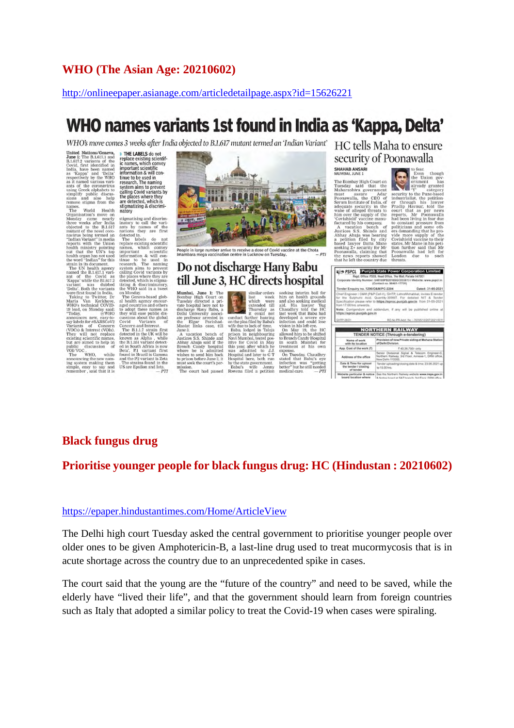## WHO (The Asian Age: 20210602)

http://onlineepaper.asianage.com/articledetailpage.aspx?id=15626221

# WHO names variants 1st found in India as 'Kappa, Delta'

*WHO's move comes 3 weeks after India objected to B.1.617 mutant termed an 'Indian Variant'*

United Nations/Geneva, June 1: The B.1.617.1 and B.1.617.2 variants of the Covid, first identified in India, have been named as 'Kappa' and 'Delta' respectively by the WHO as it named various variants of the coronavirus using Greek alphabets to simplify public discussions and also help remove stigma from the names.

The World Health Organisation's move on Monday came nearly three weeks after India objected to the B.1.617 mutant of the novel coronavirus being termed an "Indian Variant" in media reports with the Union health ministry pointing out that the UN's top health organ has not used the word "Indian" for this strain in its document.

The UN health agency named the B.1.617.1 variant of the Covid as 'Kappa' while the B1.617.2 variant was dubbed 'Delta'. Both the variants were first found in India.

Taking to Twitter, Dr Maria Van Kerkhove, WHO's technical COVID-19 lead, on Monday said: "Today, @WHO announces new, easy-to-say labels for #SARSCoV2 Variants of Concern (VOCs) & Interest (VOIs). They will not replace existing scientific names, but are aimed to help in public discussion of VOI/VOC."

The WHO, while announcing the new naming system making them simple, easy to say and remember, said that it is stigmatising and discriminatory to call the variants by names of the nations they are first detected in.

The labels do not replace existing scientific names, which convey important scientific information & will continue to be used in research. The naming system aims to prevent calling Covid variants by the places where they are detected, which is stigmatizing & discriminatory, the WHO said in a tweet on Monday.

The Geneva-based global health agency encouraged countries and others to adopt these names as they will ease public discussions about the global Covid Variants of Concern and Interest.

The B.1.1.7 strain first detected in the UK will be known as Alpha, while the B.1.351 variant detected in South Africa is now Beta', P.1 variant first found in Brazil is Gamma and the P.2 variant is Zeta. The strains found in the US are Epsilon and Iota. — PTI

**THE LABELS do not replace existing scientific names, which convey important scientific information & will continue to be used in research. The naming system aims to prevent calling Covid variants by the places where they are detected, which is stigmatizing & discriminatory**

People in large number arrive to receive a dose of Covid vaccine at the Chota Imambara mega vaccination centre in Lucknow on Tuesday. — PTI

## Do not discharge Hany Babu till June 3, HC directs hospital

Mumbai, June 1: The Bombay High Court on Tuesday directed a private hospital here not to discharge Hany Babu, a Delhi University associate professor arrested in the Elgar Parishad-Maoist links case, till June 3.

A vacation bench of Justices S.S. Shinde and Abhay Ahuja said if the Breach Candy hospital where he is admitted wishes to send him back to prison before June 3, it must seek the court's permission.

The court had passed similar orders last week which were extended till Thursday as it could not conduct further hearing on the plea filed by Babu's wife due to lack of time.

Babu, lodged in Taloja prison in neighbouring Navi Mumbai, tested positive for Covid in May this year, after which he was admitted to J.J. Hospital and later to G T Hospital here, both run by the state government.

Babu's wife Jenny Rowena filed a petition seeking interim bail for him on health grounds and also seeking medical aid. His lawyer Yug Chaudhry told the HC last week that Babu had developed a severe eye infection and could lose vision in his left eye.

On May 19, the HC allowed him to be shifted to Breach Candy Hospital in south Mumbai for treatment at his own expense.

On Tuesday, Chaudhry stated that Babu's infection was "getting better" but he still needed medical care. — PTI

## HC tells Maha to ensure security of Poonawalla

SHAHAB ANSARI
MUMBAI, JUNE 1

The Bombay High Court on Tuesday said that the Maharashtra government must assure Adar Poonawalla, the CEO of Serum Institute of India, of adequate security in the wake of alleged threats to him over the supply of the 'Covishield' vaccine manufactured by his company.

A vacation bench of Justices S.S. Shinde and Abhay Ahuja was hearing a petition filed by city based lawyer Datta Mane seeking Z+ security for Mr Poonawalla, claiming that the news reports showed that he left the country due to fear.

Even though the Union government has already granted "Y" category security to the Pune-based industrialist, the petitioner through his lawyer Pradip Havnur, told the court that as per news reports, Mr Poonawalla had been living in fear due to constant pressure from politicians and some others demanding that he provide more supply of the Covishield vaccine to their states. Mr Mane in his petition further said that Mr Poonawalla had left for London due to such threats.

## Black fungus drug

## Prioritise younger people for black fungus drug: HC (Hindustan : 20210602)

https://epaper.hindustantimes.com/Home/ArticleView

The Delhi high court Tuesday asked the central government to prioritise younger people over older ones to be given Amphotericin-B, a last-line drug used to treat mucormycosis that is in acute shortage across the country due to an unprecedented spike in cases.

The court said that the young are the "future of the country" and need to be saved, while the elderly have "lived their life", and that the government should learn from foreign countries such as Italy that adopted a similar policy to treat the Covid-19 when cases were spiraling.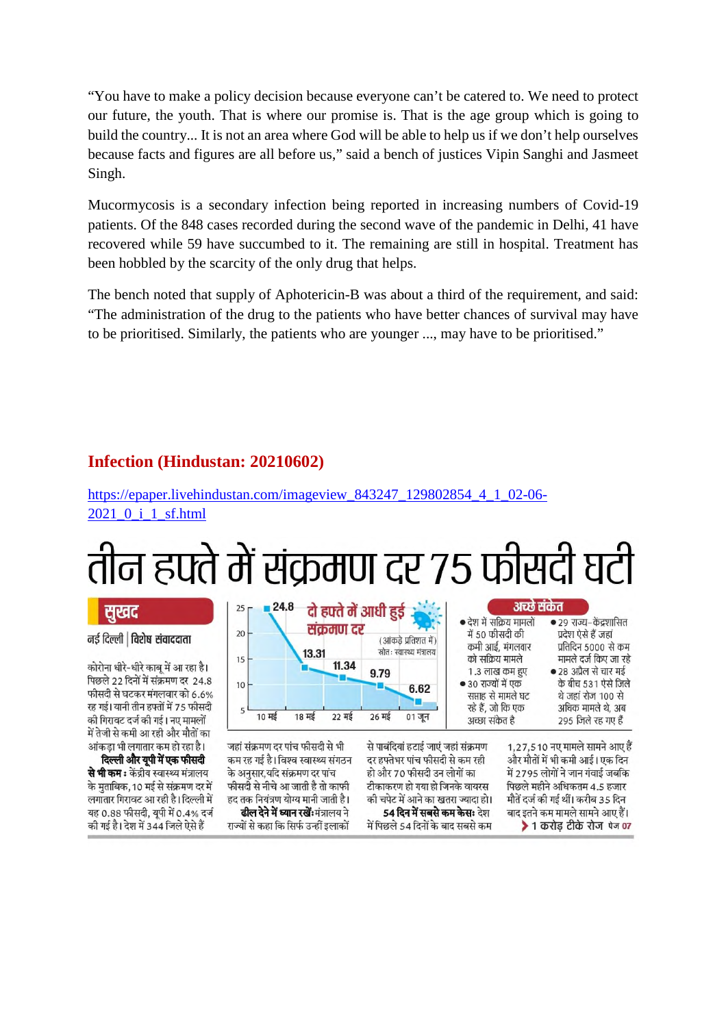"You have to make a policy decision because everyone can't be catered to. We need to protect our future, the youth. That is where our promise is. That is the age group which is going to build the country... It is not an area where God will be able to help us if we don't help ourselves because facts and figures are all before us," said a bench of justices Vipin Sanghi and Jasmeet Singh.

Mucormycosis is a secondary infection being reported in increasing numbers of Covid-19 patients. Of the 848 cases recorded during the second wave of the pandemic in Delhi, 41 have recovered while 59 have succumbed to it. The remaining are still in hospital. Treatment has been hobbled by the scarcity of the only drug that helps.

The bench noted that supply of Aphotericin-B was about a third of the requirement, and said: "The administration of the drug to the patients who have better chances of survival may have to be prioritised. Similarly, the patients who are younger ..., may have to be prioritised."

## Infection (Hindustan: 20210602)

https://epaper.livehindustan.com/imageview_843247_129802854_4_1_02-06-2021_0_i_1_sf.html

# तीन हफ्ते में संक्रमण दर 75 फीसदी घटी

**सुखद**

नई दिल्ली | विशेष संवाददाता

कोरोना धीरे-धीरे काबू में आ रहा है। पिछले 22 दिनों में संक्रमण दर 24.8 फीसदी से घटकर मंगलवार को 6.6% रह गई। यानी तीन हफ्तों में 75 फीसदी की गिरावट दर्ज की गई। नए मामलों में तेजी से कमी आ रही और मौतों का आंकड़ा भी लगातार कम हो रहा है।

**दिल्ली और यूपी में एक फीसदी से भी कम :** केंद्रीय स्वास्थ्य मंत्रालय के मुताबिक, 10 मई से संक्रमण दर में लगातार गिरावट आ रही है। दिल्ली में यह 0.88 फीसदी, यूपी में 0.4% दर्ज की गई है। देश में 344 जिले ऐसे हैं जहां संक्रमण दर पांच फीसदी से भी कम रह गई है। विश्व स्वास्थ्य संगठन के अनुसार, यदि संक्रमण दर पांच फीसदी से नीचे आ जाती है तो काफी हद तक नियंत्रण योग्य मानी जाती है।

**ढील देने में ध्यान रखें:** मंत्रालय ने राज्यों से कहा कि सिर्फ उन्हीं इलाकों से पाबंदियां हटाई जाएं जहां संक्रमण दर हफ्तेभर पांच फीसदी से कम रही हो और 70 फीसदी उन लोगों का टीकाकरण हो गया हो जिनके वायरस की चपेट में आने का खतरा ज्यादा हो।

**54 दिन में सबसे कम केस:** देश में पिछले 54 दिनों के बाद सबसे कम 1,27,510 नए मामले सामने आए हैं और मौतों में भी कमी आई। एक दिन में 2795 लोगों ने जान गंवाई जबकि पिछले महीने अधिकतम 4.5 हजार मौतें दर्ज की गई थीं। करीब 35 दिन बाद इतने कम मामले सामने आए हैं।

> 1 करोड़ टीके रोज पेज 07

**दो हफ्ते में आधी हुई संक्रमण दर**

(आंकड़े प्रतिशत में) स्रोत: स्वास्थ्य मंत्रालय

| 10 मई | 18 मई | 22 मई | 26 मई | 01 जून |
|---|---|---|---|---|
| 24.8 | 13.31 | 11.34 | 9.79 | 6.62 |

**अच्छे संकेत**

- देश में सक्रिय मामलों में 50 फीसदी की कमी आई, मंगलवार को सक्रिय मामले 1.3 लाख कम हुए
- 30 राज्यों में एक सप्ताह से मामले घट रहे हैं, जो कि एक अच्छा संकेत है
- 29 राज्य-केंद्रशासित प्रदेश ऐसे हैं जहां प्रतिदिन 5000 से कम मामले दर्ज किए जा रहे
- 28 अप्रैल से चार मई के बीच 531 ऐसे जिले थे जहां रोज 100 से अधिक मामले थे, अब 295 जिले रह गए हैं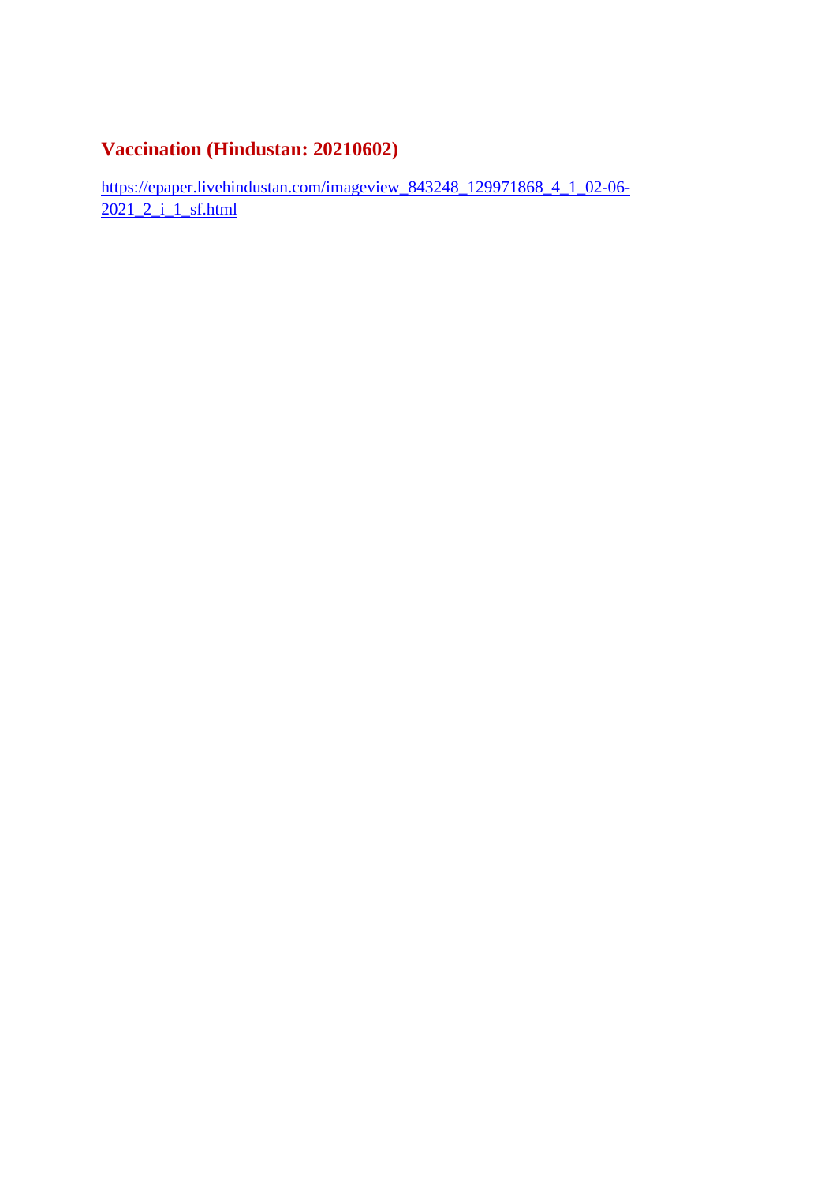## Vaccination (Hindustan: 20210602)

https://epaper.livehindustan.com/imageview_843248_129971868_4_1_02-06-2021_2_i_1_sf.html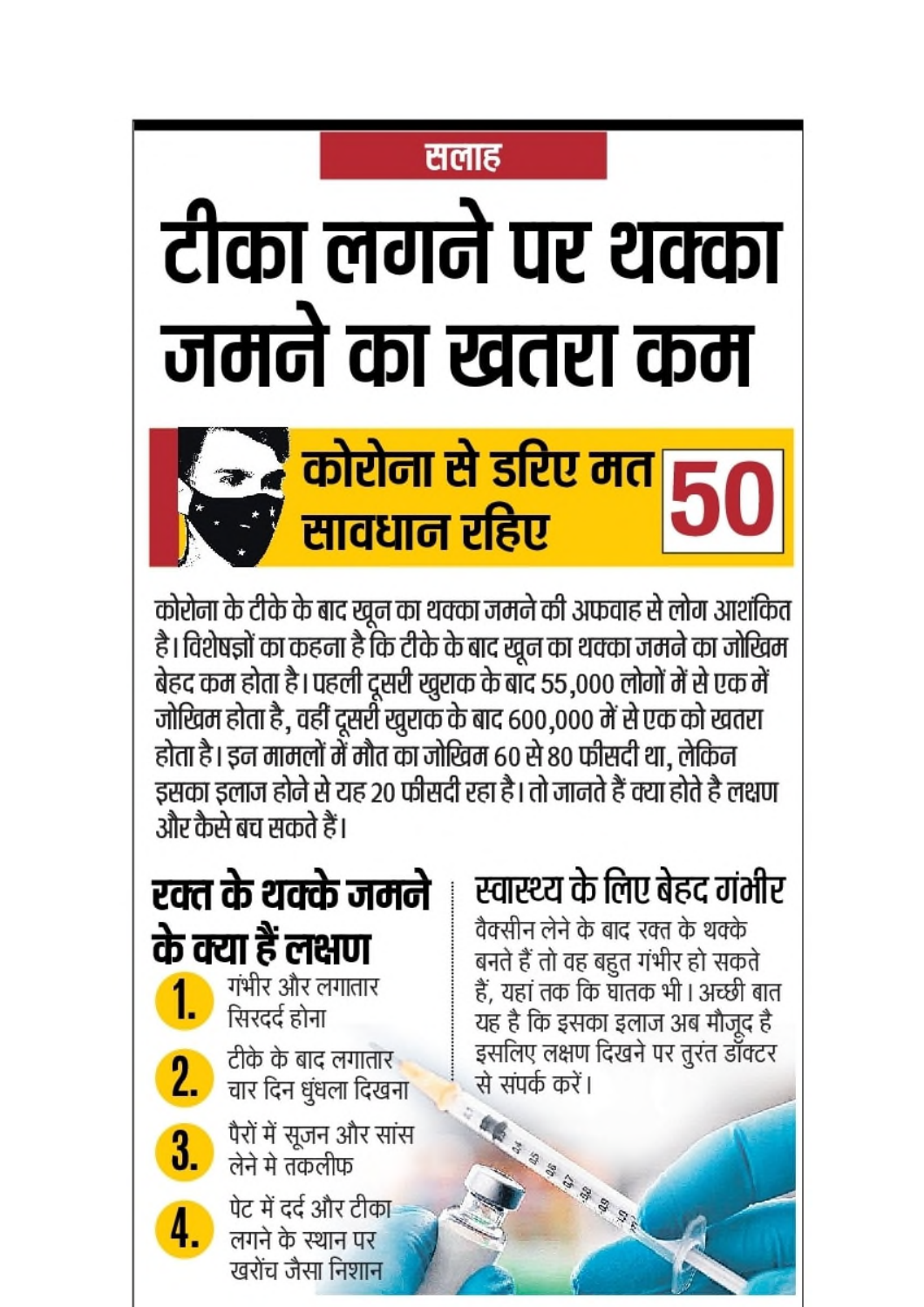सलाह

# टीका लगने पर थक्का जमने का खतरा कम

## कोरोना से डरिए मत सावधान रहिए 50

कोरोना के टीके के बाद खून का थक्का जमने की अफवाह से लोग आशंकित है। विशेषज्ञों का कहना है कि टीके के बाद खून का थक्का जमने का जोखिम बेहद कम होता है। पहली दूसरी खुराक के बाद 55,000 लोगों में से एक में जोखिम होता है, वहीं दूसरी खुराक के बाद 600,000 में से एक को खतरा होता है। इन मामलों में मौत का जोखिम 60 से 80 फीसदी था, लेकिन इसका इलाज होने से यह 20 फीसदी रहा है। तो जानते हैं क्या होते है लक्षण और कैसे बच सकते हैं।

## रक्त के थक्के जमने के क्या हैं लक्षण

1. गंभीर और लगातार सिरदर्द होना
2. टीके के बाद लगातार चार दिन धुंधला दिखना
3. पैरों में सूजन और सांस लेने मे तकलीफ
4. पेट में दर्द और टीका लगने के स्थान पर खरोंच जैसा निशान

## स्वास्थ्य के लिए बेहद गंभीर

वैक्सीन लेने के बाद रक्त के थक्के बनते हैं तो वह बहुत गंभीर हो सकते हैं, यहां तक कि घातक भी। अच्छी बात यह है कि इसका इलाज अब मौजूद है इसलिए लक्षण दिखने पर तुरंत डॉक्टर से संपर्क करें।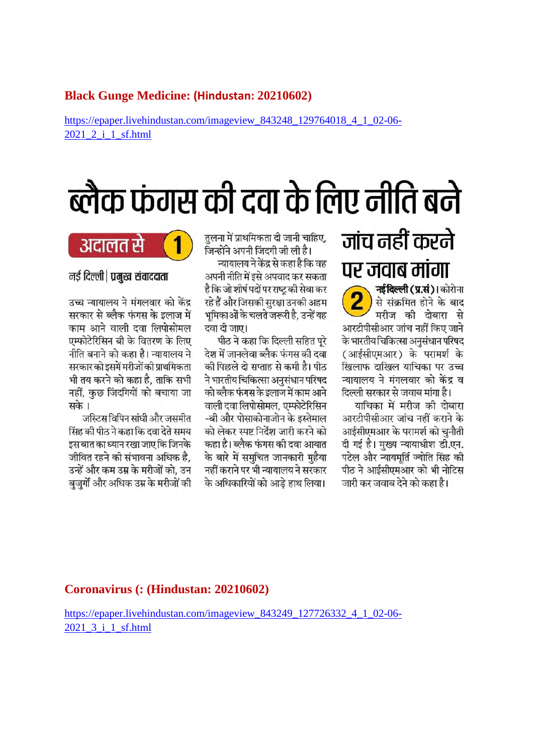**Black Gunge Medicine: (Hindustan: 20210602)**

https://epaper.livehindustan.com/imageview_843248_129764018_4_1_02-06-2021_2_i_1_sf.html

# ब्लैक फंगस की दवा के लिए नीति बने

**अदालत से 1**

**नई दिल्ली | प्रमुख संवाददाता**

उच्च न्यायालय ने मंगलवार को केंद्र सरकार से ब्लैक फंगस के इलाज में काम आने वाली दवा लिपोसोमल एम्फोटेरिसिन बी के वितरण के लिए नीति बनाने को कहा है। न्यायालय ने सरकार को इसमें मरीजों की प्राथमिकता भी तय करने को कहा है, ताकि सभी नहीं, कुछ जिंदगियों को बचाया जा सके।

जस्टिस विपिन सांघी और जसमीत सिंह की पीठ ने कहा कि दवा देते समय इस बात का ध्यान रखा जाए कि जिनके जीवित रहने की संभावना अधिक है, उन्हें और कम उम्र के मरीजों को, उन बुजुर्गों और अधिक उम्र के मरीजों की तुलना में प्राथमिकता दी जानी चाहिए, जिन्होंने अपनी जिंदगी जी ली है।

न्यायालय ने केंद्र से कहा है कि वह अपनी नीति में इसे अपवाद कर सकता है कि जो शीर्ष पदों पर राष्ट्र की सेवा कर रहे हैं और जिसकी सुरक्षा उनकी अहम भूमिकाओं के चलते जरूरी है, उन्हें यह दवा दी जाए।

पीठ ने कहा कि दिल्ली सहित पूरे देश में जानलेवा ब्लैक फंगस की दवा की पिछले दो सप्ताह से कमी है। पीठ ने भारतीय चिकित्सा अनुसंधान परिषद को ब्लैक फंगस के इलाज में काम आने वाली दवा लिपोसोमल, एम्फोटेरिसिन-बी और पोसाकोनाजोन के इस्तेमाल को लेकर स्पष्ट निर्देश जारी करने को कहा है। ब्लैक फंगस की दवा आयात के बारे में समुचित जानकारी मुहैया नहीं कराने पर भी न्यायालय ने सरकार के अधिकारियों को आड़े हाथ लिया।

## जांच नहीं करने पर जवाब मांगा

**2** **नई दिल्ली (प्र.सं.)।** कोरोना से संक्रमित होने के बाद मरीज की दोबारा से आरटीपीसीआर जांच नहीं किए जाने के भारतीय चिकित्सा अनुसंधान परिषद (आईसीएमआर) के परामर्श के खिलाफ दाखिल याचिका पर उच्च न्यायालय ने मंगलवार को केंद्र व दिल्ली सरकार से जवाब मांगा है।

याचिका में मरीज की दोबारा आरटीपीसीआर जांच नहीं कराने के आईसीएमआर के परामर्श को चुनौती दी गई है। मुख्य न्यायाधीश डी.एन. पटेल और न्यायमूर्ति ज्योति सिंह की पीठ ने आईसीएमआर को भी नोटिस जारी कर जवाब देने को कहा है।

**Coronavirus (: (Hindustan: 20210602)**

https://epaper.livehindustan.com/imageview_843249_127726332_4_1_02-06-2021_3_i_1_sf.html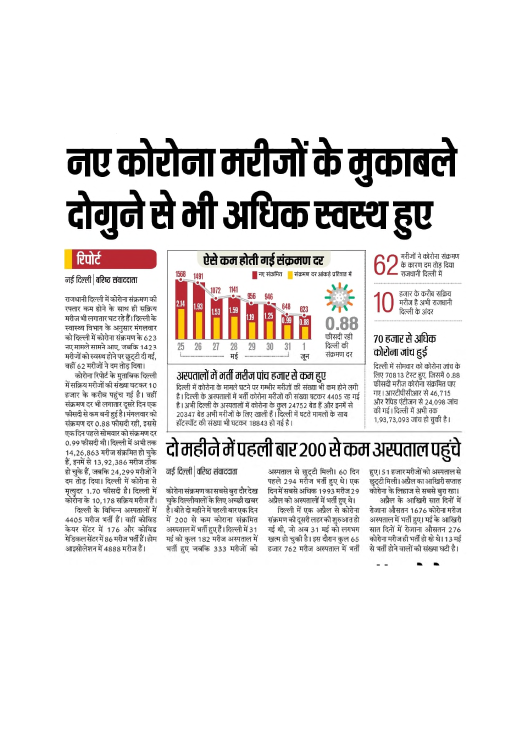# नए कोरोना मरीजों के मुकाबले दोगुने से भी अधिक स्वस्थ हुए

**रिपोर्ट**

नई दिल्ली | वरिष्ठ संवाददाता

राजधानी दिल्ली में कोरोना संक्रमण की रफ्तार कम होने के साथ ही सक्रिय मरीज भी लगातार घट रहे हैं। दिल्ली के स्वास्थ्य विभाग के मुताबिक मंगलवार को दिल्ली में कोरोना संक्रमण के 623 नए मामले सामने आए, जबकि 1423 मरीजों को स्वस्थ होने पर छुट्टी दी गई, वहीं 62 मरीजों ने दम तोड़ दिया।

कोरोना रिपोर्ट के मुताबिक दिल्ली में सक्रिय मरीजों की संख्या घटकर 10 हजार के करीब पहुंच गई है। वहीं संक्रमण दर भी लगातार दूसरे दिन एक फीसदी से कम बनी हुई है। मंगलवार को संक्रमण दर 0.88 फीसदी रही, इससे एक दिन पहले सोमवार को संक्रमण दर 0.99 फीसदी थी। दिल्ली में अभी तक 14,26,863 मरीज संक्रमित हो चुके हैं, इनमें से 13,92,386 मरीज ठीक हो चुके हैं, जबकि 24,299 मरीजों ने दम तोड़ दिया। दिल्ली में कोरोना से मृत्युदर 1.70 फीसदी है। दिल्ली में कोरोना के 10,178 सक्रिय मरीज हैं।

दिल्ली के विभिन्न अस्पतालों में 4405 मरीज भर्ती हैं। वहीं कोविड केयर सेंटर में 176 और कोविड मेडिकल सेंटर में 86 मरीज भर्ती हैं। होम आइसोलेशन में 4888 मरीज हैं।

### ऐसे कम होती गई संक्रमण दर

नए संक्रमित

संक्रमण दर आंकड़े प्रतिशत में

1568 1491 1072 1141 956 946 648 623

2.14 1.93 1.53 1.59 1.19 1.25 0.99 0.88

25 26 27 28 29 30 31 1

मई जून

**0.88** फीसदी रही दिल्ली की संक्रमण दर

### अस्पतालों में भर्ती मरीज पांच हजार से कम हुए

दिल्ली में कोरोना के मामले घटने पर गम्भीर मरीजों की संख्या भी कम होने लगी है। दिल्ली के अस्पतालों में भर्ती कोरोना मरीजों की संख्या घटकर 4405 रह गई है। अभी दिल्ली के अस्पतालों में कोरोना के कुल 24752 बेड हैं और इनमें से 20347 बेड अभी मरीजों के लिए खाली हैं। दिल्ली में घटते मामलों के साथ हॉटस्पॉट की संख्या भी घटकर 18843 हो गई है।

**62** मरीजों ने कोरोना संक्रमण के कारण दम तोड़ दिया राजधानी दिल्ली में

**10** हजार के करीब सक्रिय मरीज हैं अभी राजधानी दिल्ली के अंदर

### 70 हजार से अधिक कोरोना जांच हुई

दिल्ली में सोमवार को कोरोना जांच के लिए 70813 टेस्ट हुए, जिसमें 0.88 फीसदी मरीज कोरोना संक्रमित पाए गए। आरटीपीसीआर से 46,715 और रैपिड एंटीजन से 24,098 जांच की गई। दिल्ली में अभी तक 1,93,73,093 जांच हो चुकी है।

## दो महीने में पहली बार 200 से कम अस्पताल पहुंचे

नई दिल्ली | वरिष्ठ संवाददाता

कोरोना संक्रमण का सबसे बुरा दौर देख चुके दिल्लीवालों के लिए अच्छी खबर है। बीते दो महीने में पहली बार एक दिन में 200 से कम कोरोना संक्रमित अस्पताल में भर्ती हुए हैं। दिल्ली में 31 मई को कुल 182 मरीज अस्पताल में भर्ती हुए, जबकि 333 मरीजों को अस्पताल से छुट्टी मिली। 60 दिन पहले 294 मरीज भर्ती हुए थे। एक दिन में सबसे अधिक 1993 मरीज 29 अप्रैल को अस्पतालों में भर्ती हुए थे।

दिल्ली में एक अप्रैल से कोरोना संक्रमण की दूसरी लहर की शुरुआत हो गई थी, जो अब 31 मई को लगभग खत्म हो चुकी है। इस दौरान कुल 65 हजार 762 मरीज अस्पताल में भर्ती हुए। 51 हजार मरीजों को अस्पताल से छुट्टी मिली। अप्रैल का आखिरी सप्ताह कोरोना के लिहाज से सबसे बुरा रहा।

अप्रैल के आखिरी सात दिनों में रोजाना औसतन 1676 कोरोना मरीज अस्पताल में भर्ती हुए। मई के आखिरी सात दिनों में रोजाना औसतन 276 कोरोना मरीज ही भर्ती हो रहे थे। 13 मई से भर्ती होने वालों की संख्या घटी है।